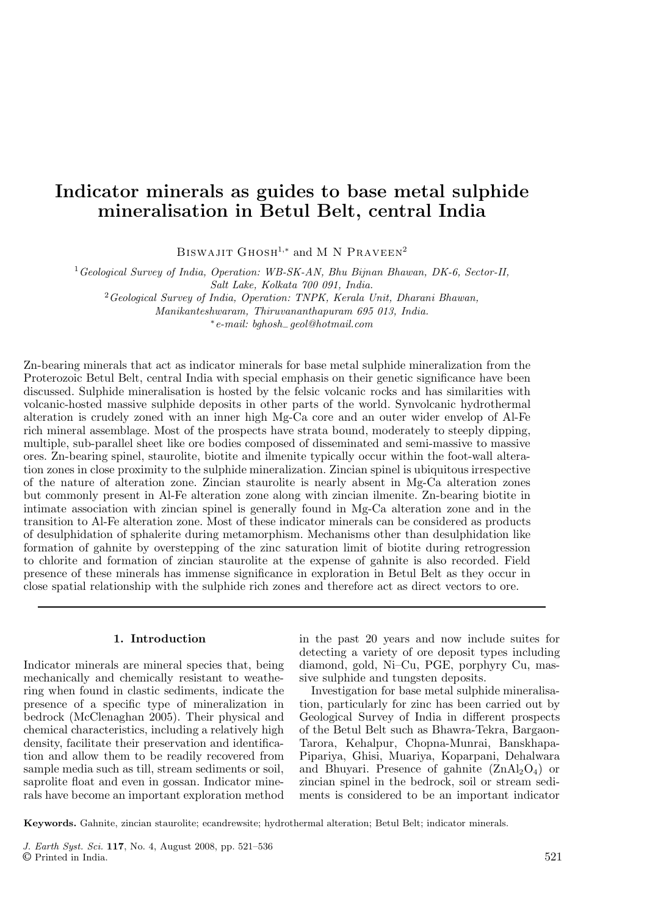# Indicator minerals as guides to base metal sulphide mineralisation in Betul Belt, central India

Biswajit Ghosh[1,*] and M N Praveen[2]

[1] *Geological Survey of India, Operation: WB-SK-AN, Bhu Bijnan Bhawan, DK-6, Sector-II, Salt Lake, Kolkata 700 091, India.*

[2] *Geological Survey of India, Operation: TNPK, Kerala Unit, Dharani Bhawan, Manikanteshwaram, Thiruvananthapuram 695 013, India.*

[*] *e-mail: bghosh_geol@hotmail.com*

Zn-bearing minerals that act as indicator minerals for base metal sulphide mineralization from the Proterozoic Betul Belt, central India with special emphasis on their genetic significance have been discussed. Sulphide mineralisation is hosted by the felsic volcanic rocks and has similarities with volcanic-hosted massive sulphide deposits in other parts of the world. Synvolcanic hydrothermal alteration is crudely zoned with an inner high Mg-Ca core and an outer wider envelop of Al-Fe rich mineral assemblage. Most of the prospects have strata bound, moderately to steeply dipping, multiple, sub-parallel sheet like ore bodies composed of disseminated and semi-massive to massive ores. Zn-bearing spinel, staurolite, biotite and ilmenite typically occur within the foot-wall alteration zones in close proximity to the sulphide mineralization. Zincian spinel is ubiquitous irrespective of the nature of alteration zone. Zincian staurolite is nearly absent in Mg-Ca alteration zones but commonly present in Al-Fe alteration zone along with zincian ilmenite. Zn-bearing biotite in intimate association with zincian spinel is generally found in Mg-Ca alteration zone and in the transition to Al-Fe alteration zone. Most of these indicator minerals can be considered as products of desulphidation of sphalerite during metamorphism. Mechanisms other than desulphidation like formation of gahnite by overstepping of the zinc saturation limit of biotite during retrogression to chlorite and formation of zincian staurolite at the expense of gahnite is also recorded. Field presence of these minerals has immense significance in exploration in Betul Belt as they occur in close spatial relationship with the sulphide rich zones and therefore act as direct vectors to ore.

**Keywords.** Gahnite, zincian staurolite; ecandrewsite; hydrothermal alteration; Betul Belt; indicator minerals.

## 1. Introduction

Indicator minerals are mineral species that, being mechanically and chemically resistant to weathering when found in clastic sediments, indicate the presence of a specific type of mineralization in bedrock (McClenaghan 2005). Their physical and chemical characteristics, including a relatively high density, facilitate their preservation and identification and allow them to be readily recovered from sample media such as till, stream sediments or soil, saprolite float and even in gossan. Indicator minerals have become an important exploration method in the past 20 years and now include suites for detecting a variety of ore deposit types including diamond, gold, Ni–Cu, PGE, porphyry Cu, massive sulphide and tungsten deposits.

Investigation for base metal sulphide mineralisation, particularly for zinc has been carried out by Geological Survey of India in different prospects of the Betul Belt such as Bhawra-Tekra, Bargaon-Tarora, Kehalpur, Chopna-Munrai, Banskhapa-Pipariya, Ghisi, Muariya, Koparpani, Dehalwara and Bhuyari. Presence of gahnite ($ZnAl_2O_4$) or zincian spinel in the bedrock, soil or stream sediments is considered to be an important indicator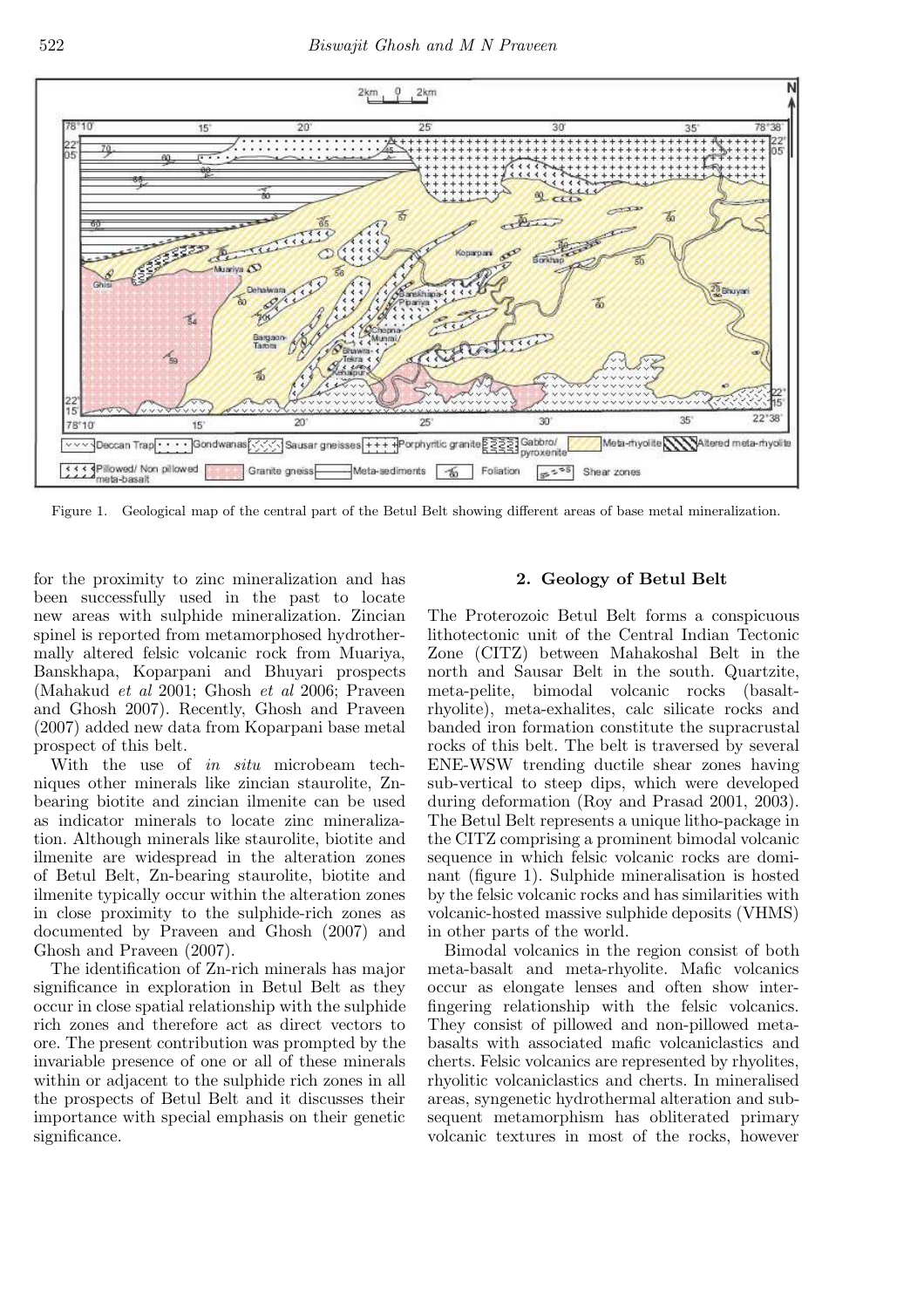Figure 1. Geological map of the central part of the Betul Belt showing different areas of base metal mineralization.

for the proximity to zinc mineralization and has been successfully used in the past to locate new areas with sulphide mineralization. Zincian spinel is reported from metamorphosed hydrothermally altered felsic volcanic rock from Muariya, Banskhapa, Koparpani and Bhuyari prospects (Mahakud *et al* 2001; Ghosh *et al* 2006; Praveen and Ghosh 2007). Recently, Ghosh and Praveen (2007) added new data from Koparpani base metal prospect of this belt.

With the use of *in situ* microbeam techniques other minerals like zincian staurolite, Zn-bearing biotite and zincian ilmenite can be used as indicator minerals to locate zinc mineralization. Although minerals like staurolite, biotite and ilmenite are widespread in the alteration zones of Betul Belt, Zn-bearing staurolite, biotite and ilmenite typically occur within the alteration zones in close proximity to the sulphide-rich zones as documented by Praveen and Ghosh (2007) and Ghosh and Praveen (2007).

The identification of Zn-rich minerals has major significance in exploration in Betul Belt as they occur in close spatial relationship with the sulphide rich zones and therefore act as direct vectors to ore. The present contribution was prompted by the invariable presence of one or all of these minerals within or adjacent to the sulphide rich zones in all the prospects of Betul Belt and it discusses their importance with special emphasis on their genetic significance.

## 2. Geology of Betul Belt

The Proterozoic Betul Belt forms a conspicuous lithotectonic unit of the Central Indian Tectonic Zone (CITZ) between Mahakoshal Belt in the north and Sausar Belt in the south. Quartzite, meta-pelite, bimodal volcanic rocks (basalt-rhyolite), meta-exhalites, calc silicate rocks and banded iron formation constitute the supracrustal rocks of this belt. The belt is traversed by several ENE-WSW trending ductile shear zones having sub-vertical to steep dips, which were developed during deformation (Roy and Prasad 2001, 2003). The Betul Belt represents a unique litho-package in the CITZ comprising a prominent bimodal volcanic sequence in which felsic volcanic rocks are dominant (figure 1). Sulphide mineralisation is hosted by the felsic volcanic rocks and has similarities with volcanic-hosted massive sulphide deposits (VHMS) in other parts of the world.

Bimodal volcanics in the region consist of both meta-basalt and meta-rhyolite. Mafic volcanics occur as elongate lenses and often show interfingering relationship with the felsic volcanics. They consist of pillowed and non-pillowed meta-basalts with associated mafic volcaniclastics and cherts. Felsic volcanics are represented by rhyolites, rhyolitic volcaniclastics and cherts. In mineralised areas, syngenetic hydrothermal alteration and subsequent metamorphism has obliterated primary volcanic textures in most of the rocks, however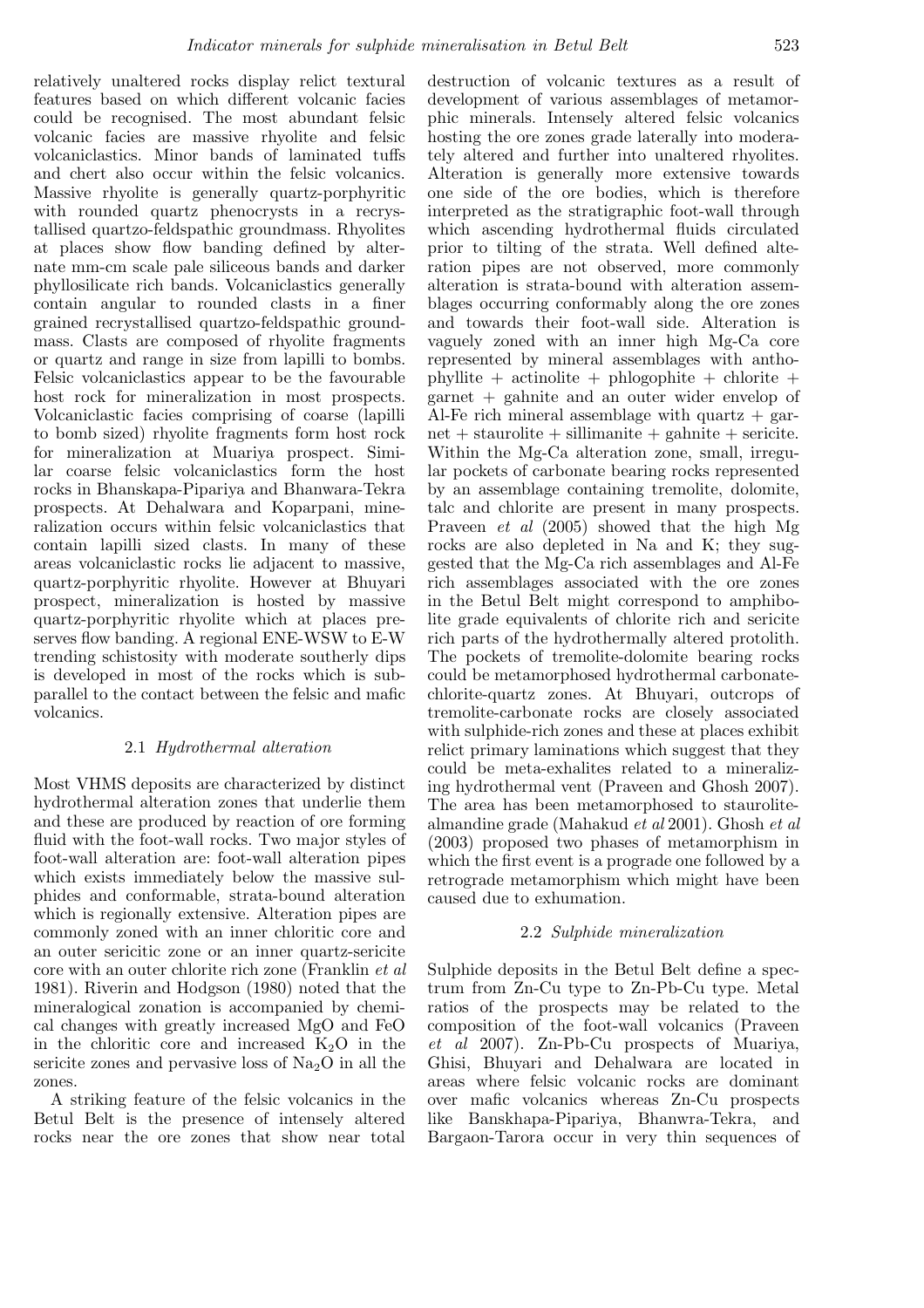relatively unaltered rocks display relict textural features based on which different volcanic facies could be recognised. The most abundant felsic volcanic facies are massive rhyolite and felsic volcaniclastics. Minor bands of laminated tuffs and chert also occur within the felsic volcanics. Massive rhyolite is generally quartz-porphyritic with rounded quartz phenocrysts in a recrystallised quartzo-feldspathic groundmass. Rhyolites at places show flow banding defined by alternate mm-cm scale pale siliceous bands and darker phyllosilicate rich bands. Volcaniclastics generally contain angular to rounded clasts in a finer grained recrystallised quartzo-feldspathic groundmass. Clasts are composed of rhyolite fragments or quartz and range in size from lapilli to bombs. Felsic volcaniclastics appear to be the favourable host rock for mineralization in most prospects. Volcaniclastic facies comprising of coarse (lapilli to bomb sized) rhyolite fragments form host rock for mineralization at Muariya prospect. Similar coarse felsic volcaniclastics form the host rocks in Bhanskapa-Pipariya and Bhanwara-Tekra prospects. At Dehalwara and Koparpani, mineralization occurs within felsic volcaniclastics that contain lapilli sized clasts. In many of these areas volcaniclastic rocks lie adjacent to massive, quartz-porphyritic rhyolite. However at Bhuyari prospect, mineralization is hosted by massive quartz-porphyritic rhyolite which at places preserves flow banding. A regional ENE-WSW to E-W trending schistosity with moderate southerly dips is developed in most of the rocks which is subparallel to the contact between the felsic and mafic volcanics.

### 2.1 *Hydrothermal alteration*

Most VHMS deposits are characterized by distinct hydrothermal alteration zones that underlie them and these are produced by reaction of ore forming fluid with the foot-wall rocks. Two major styles of foot-wall alteration are: foot-wall alteration pipes which exists immediately below the massive sulphides and conformable, strata-bound alteration which is regionally extensive. Alteration pipes are commonly zoned with an inner chloritic core and an outer sericitic zone or an inner quartz-sericite core with an outer chlorite rich zone (Franklin *et al* 1981). Riverin and Hodgson (1980) noted that the mineralogical zonation is accompanied by chemical changes with greatly increased MgO and FeO in the chloritic core and increased $K_2O$ in the sericite zones and pervasive loss of $Na_2O$ in all the zones.

A striking feature of the felsic volcanics in the Betul Belt is the presence of intensely altered rocks near the ore zones that show near total destruction of volcanic textures as a result of development of various assemblages of metamorphic minerals. Intensely altered felsic volcanics hosting the ore zones grade laterally into moderately altered and further into unaltered rhyolites. Alteration is generally more extensive towards one side of the ore bodies, which is therefore interpreted as the stratigraphic foot-wall through which ascending hydrothermal fluids circulated prior to tilting of the strata. Well defined alteration pipes are not observed, more commonly alteration is strata-bound with alteration assemblages occurring conformably along the ore zones and towards their foot-wall side. Alteration is vaguely zoned with an inner high Mg-Ca core represented by mineral assemblages with anthophyllite + actinolite + phlogophite + chlorite + garnet + gahnite and an outer wider envelop of Al-Fe rich mineral assemblage with quartz + garnet + staurolite + sillimanite + gahnite + sericite. Within the Mg-Ca alteration zone, small, irregular pockets of carbonate bearing rocks represented by an assemblage containing tremolite, dolomite, talc and chlorite are present in many prospects. Praveen *et al* (2005) showed that the high Mg rocks are also depleted in Na and K; they suggested that the Mg-Ca rich assemblages and Al-Fe rich assemblages associated with the ore zones in the Betul Belt might correspond to amphibolite grade equivalents of chlorite rich and sericite rich parts of the hydrothermally altered protolith. The pockets of tremolite-dolomite bearing rocks could be metamorphosed hydrothermal carbonate-chlorite-quartz zones. At Bhuyari, outcrops of tremolite-carbonate rocks are closely associated with sulphide-rich zones and these at places exhibit relict primary laminations which suggest that they could be meta-exhalites related to a mineralizing hydrothermal vent (Praveen and Ghosh 2007). The area has been metamorphosed to staurolite-almandine grade (Mahakud *et al* 2001). Ghosh *et al* (2003) proposed two phases of metamorphism in which the first event is a prograde one followed by a retrograde metamorphism which might have been caused due to exhumation.

### 2.2 *Sulphide mineralization*

Sulphide deposits in the Betul Belt define a spectrum from Zn-Cu type to Zn-Pb-Cu type. Metal ratios of the prospects may be related to the composition of the foot-wall volcanics (Praveen *et al* 2007). Zn-Pb-Cu prospects of Muariya, Ghisi, Bhuyari and Dehalwara are located in areas where felsic volcanic rocks are dominant over mafic volcanics whereas Zn-Cu prospects like Banskhapa-Pipariya, Bhanwra-Tekra, and Bargaon-Tarora occur in very thin sequences of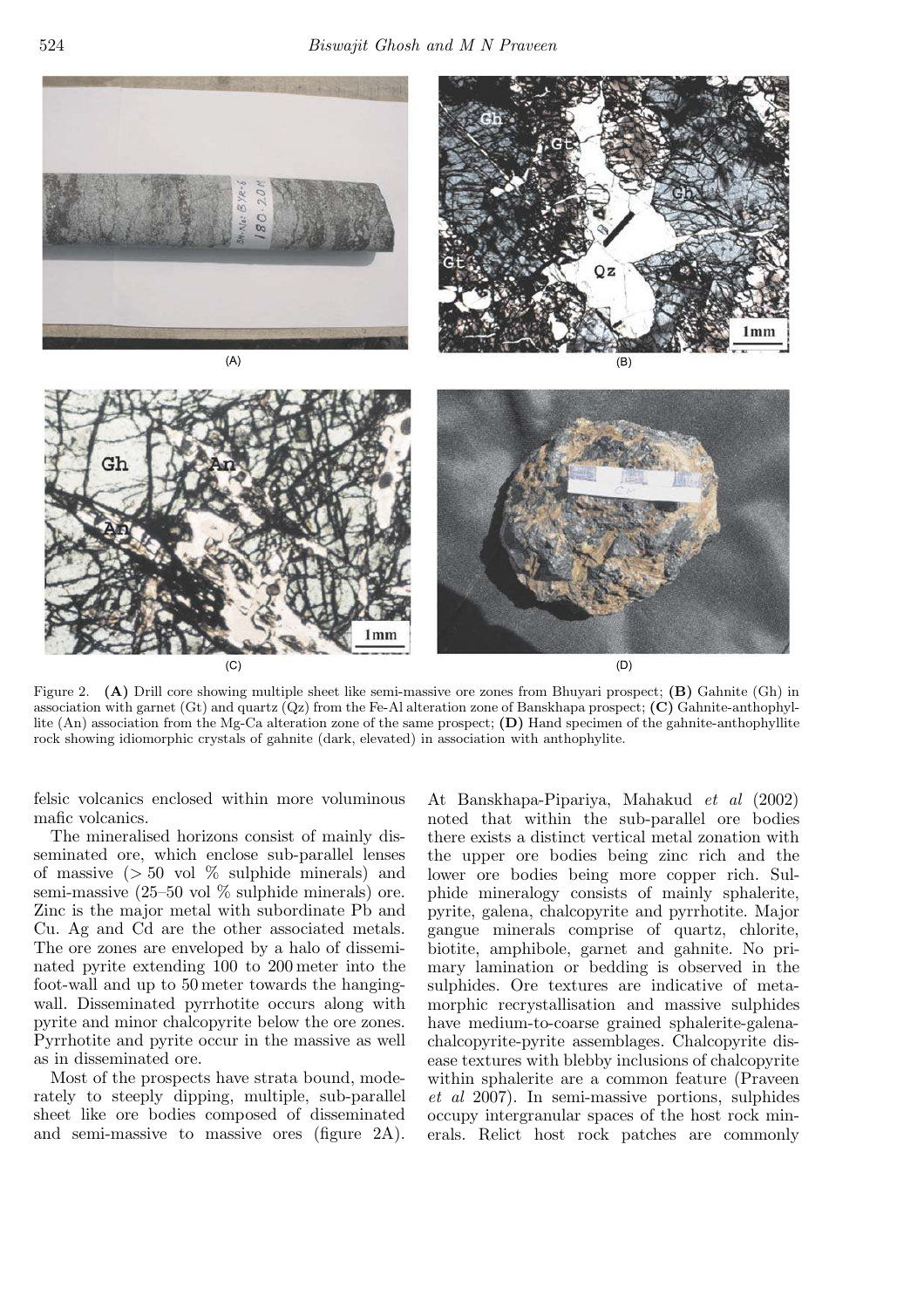Figure 2. **(A)** Drill core showing multiple sheet like semi-massive ore zones from Bhuyari prospect; **(B)** Gahnite (Gh) in association with garnet (Gt) and quartz (Qz) from the Fe-Al alteration zone of Banskhapa prospect; **(C)** Gahnite-anthophyllite (An) association from the Mg-Ca alteration zone of the same prospect; **(D)** Hand specimen of the gahnite-anthophyllite rock showing idiomorphic crystals of gahnite (dark, elevated) in association with anthophylite.

felsic volcanics enclosed within more voluminous mafic volcanics.

The mineralised horizons consist of mainly disseminated ore, which enclose sub-parallel lenses of massive ($> 50$ vol % sulphide minerals) and semi-massive (25–50 vol % sulphide minerals) ore. Zinc is the major metal with subordinate Pb and Cu. Ag and Cd are the other associated metals. The ore zones are enveloped by a halo of disseminated pyrite extending 100 to 200 meter into the foot-wall and up to 50 meter towards the hanging-wall. Disseminated pyrrhotite occurs along with pyrite and minor chalcopyrite below the ore zones. Pyrrhotite and pyrite occur in the massive as well as in disseminated ore.

Most of the prospects have strata bound, moderately to steeply dipping, multiple, sub-parallel sheet like ore bodies composed of disseminated and semi-massive to massive ores (figure 2A). At Banskhapa-Pipariya, Mahakud *et al* (2002) noted that within the sub-parallel ore bodies there exists a distinct vertical metal zonation with the upper ore bodies being zinc rich and the lower ore bodies being more copper rich. Sulphide mineralogy consists of mainly sphalerite, pyrite, galena, chalcopyrite and pyrrhotite. Major gangue minerals comprise of quartz, chlorite, biotite, amphibole, garnet and gahnite. No primary lamination or bedding is observed in the sulphides. Ore textures are indicative of metamorphic recrystallisation and massive sulphides have medium-to-coarse grained sphalerite-galena-chalcopyrite-pyrite assemblages. Chalcopyrite disease textures with blebby inclusions of chalcopyrite within sphalerite are a common feature (Praveen *et al* 2007). In semi-massive portions, sulphides occupy intergranular spaces of the host rock minerals. Relict host rock patches are commonly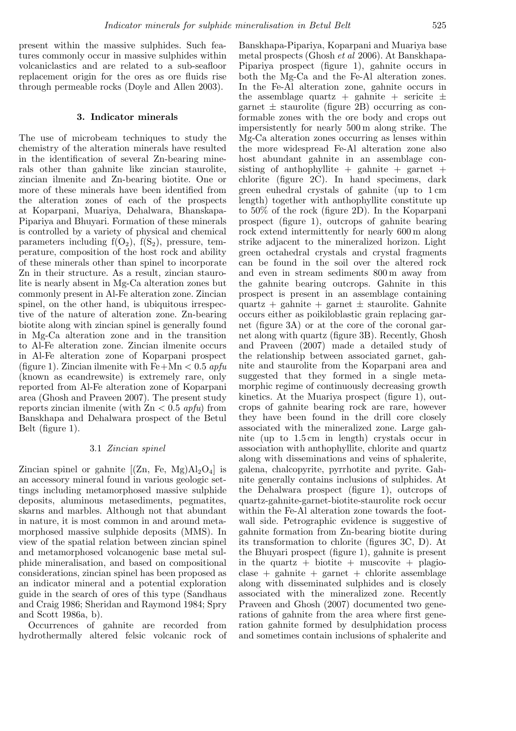present within the massive sulphides. Such features commonly occur in massive sulphides within volcaniclastics and are related to a sub-seafloor replacement origin for the ores as ore fluids rise through permeable rocks (Doyle and Allen 2003).

## 3. Indicator minerals

The use of microbeam techniques to study the chemistry of the alteration minerals have resulted in the identification of several Zn-bearing minerals other than gahnite like zincian staurolite, zincian ilmenite and Zn-bearing biotite. One or more of these minerals have been identified from the alteration zones of each of the prospects at Koparpani, Muariya, Dehalwara, Bhanskapa-Pipariya and Bhuyari. Formation of these minerals is controlled by a variety of physical and chemical parameters including $f(O_2)$, $f(S_2)$, pressure, temperature, composition of the host rock and ability of these minerals other than spinel to incorporate Zn in their structure. As a result, zincian staurolite is nearly absent in Mg-Ca alteration zones but commonly present in Al-Fe alteration zone. Zincian spinel, on the other hand, is ubiquitous irrespective of the nature of alteration zone. Zn-bearing biotite along with zincian spinel is generally found in Mg-Ca alteration zone and in the transition to Al-Fe alteration zone. Zincian ilmenite occurs in Al-Fe alteration zone of Koparpani prospect (figure 1). Zincian ilmenite with $Fe+Mn < 0.5$ *apfu* (known as ecandrewsite) is extremely rare, only reported from Al-Fe alteration zone of Koparpani area (Ghosh and Praveen 2007). The present study reports zincian ilmenite (with $Zn < 0.5$ *apfu*) from Banskhapa and Dehalwara prospect of the Betul Belt (figure 1).

### 3.1 *Zincian spinel*

Zincian spinel or gahnite [$(Zn, Fe, Mg)Al_2O_4$] is an accessory mineral found in various geologic settings including metamorphosed massive sulphide deposits, aluminous metasediments, pegmatites, skarns and marbles. Although not that abundant in nature, it is most common in and around metamorphosed massive sulphide deposits (MMS). In view of the spatial relation between zincian spinel and metamorphosed volcanogenic base metal sulphide mineralisation, and based on compositional considerations, zincian spinel has been proposed as an indicator mineral and a potential exploration guide in the search of ores of this type (Sandhaus and Craig 1986; Sheridan and Raymond 1984; Spry and Scott 1986a, b).

Occurrences of gahnite are recorded from hydrothermally altered felsic volcanic rock of Banskhapa-Pipariya, Koparpani and Muariya base metal prospects (Ghosh *et al* 2006). At Banskhapa-Pipariya prospect (figure 1), gahnite occurs in both the Mg-Ca and the Fe-Al alteration zones. In the Fe-Al alteration zone, gahnite occurs in the assemblage quartz + gahnite + sericite ± garnet ± staurolite (figure 2B) occurring as conformable zones with the ore body and crops out impersistently for nearly 500 m along strike. The Mg-Ca alteration zones occurring as lenses within the more widespread Fe-Al alteration zone also host abundant gahnite in an assemblage consisting of anthophyllite + gahnite + garnet + chlorite (figure 2C). In hand specimens, dark green euhedral crystals of gahnite (up to 1 cm length) together with anthophyllite constitute up to 50% of the rock (figure 2D). In the Koparpani prospect (figure 1), outcrops of gahnite bearing rock extend intermittently for nearly 600 m along strike adjacent to the mineralized horizon. Light green octahedral crystals and crystal fragments can be found in the soil over the altered rock and even in stream sediments 800 m away from the gahnite bearing outcrops. Gahnite in this prospect is present in an assemblage containing quartz + gahnite + garnet ± staurolite. Gahnite occurs either as poikiloblastic grain replacing garnet (figure 3A) or at the core of the coronal garnet along with quartz (figure 3B). Recently, Ghosh and Praveen (2007) made a detailed study of the relationship between associated garnet, gahnite and staurolite from the Koparpani area and suggested that they formed in a single metamorphic regime of continuously decreasing growth kinetics. At the Muariya prospect (figure 1), outcrops of gahnite bearing rock are rare, however they have been found in the drill core closely associated with the mineralized zone. Large gahnite (up to 1.5 cm in length) crystals occur in association with anthophyllite, chlorite and quartz along with disseminations and veins of sphalerite, galena, chalcopyrite, pyrrhotite and pyrite. Gahnite generally contains inclusions of sulphides. At the Dehalwara prospect (figure 1), outcrops of quartz-gahnite-garnet-biotite-staurolite rock occur within the Fe-Al alteration zone towards the footwall side. Petrographic evidence is suggestive of gahnite formation from Zn-bearing biotite during its transformation to chlorite (figures 3C, D). At the Bhuyari prospect (figure 1), gahnite is present in the quartz + biotite + muscovite + plagioclase + gahnite + garnet + chlorite assemblage along with disseminated sulphides and is closely associated with the mineralized zone. Recently Praveen and Ghosh (2007) documented two generations of gahnite from the area where first generation gahnite formed by desulphidation process and sometimes contain inclusions of sphalerite and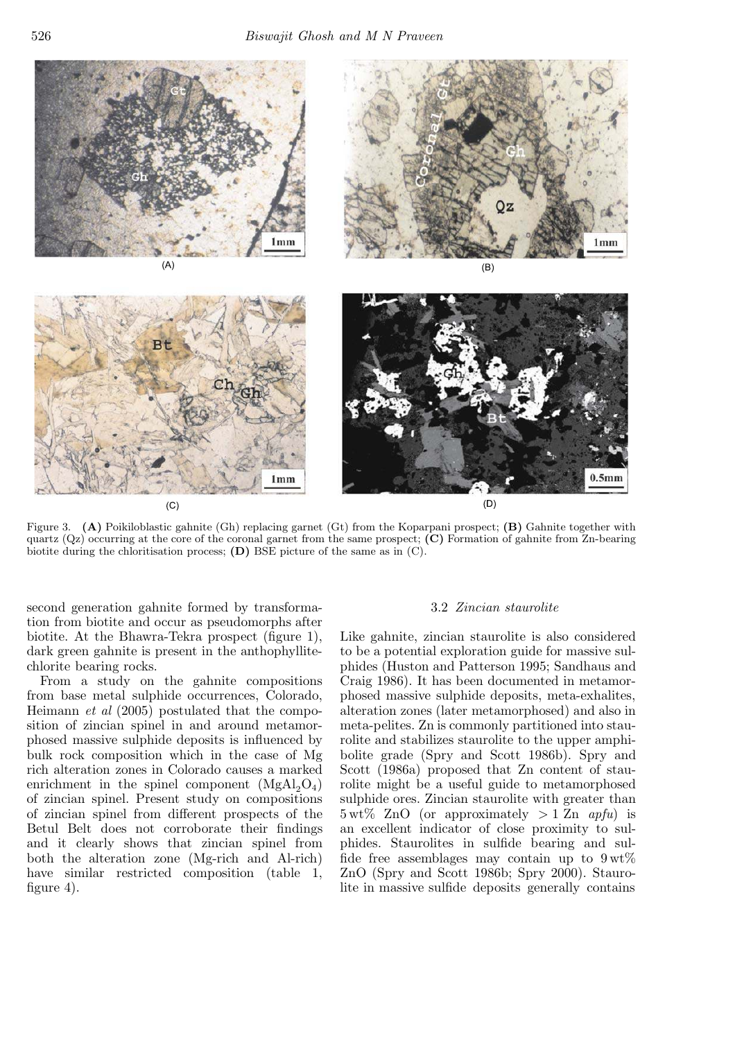Figure 3. **(A)** Poikiloblastic gahnite (Gh) replacing garnet (Gt) from the Koparpani prospect; **(B)** Gahnite together with quartz (Qz) occurring at the core of the coronal garnet from the same prospect; **(C)** Formation of gahnite from Zn-bearing biotite during the chloritisation process; **(D)** BSE picture of the same as in (C).

second generation gahnite formed by transformation from biotite and occur as pseudomorphs after biotite. At the Bhawra-Tekra prospect (figure 1), dark green gahnite is present in the anthophyllite-chlorite bearing rocks.

From a study on the gahnite compositions from base metal sulphide occurrences, Colorado, Heimann *et al* (2005) postulated that the composition of zincian spinel in and around metamorphosed massive sulphide deposits is influenced by bulk rock composition which in the case of Mg rich alteration zones in Colorado causes a marked enrichment in the spinel component ($MgAl_2O_4$) of zincian spinel. Present study on compositions of zincian spinel from different prospects of the Betul Belt does not corroborate their findings and it clearly shows that zincian spinel from both the alteration zone (Mg-rich and Al-rich) have similar restricted composition (table 1, figure 4).

### 3.2 *Zincian staurolite*

Like gahnite, zincian staurolite is also considered to be a potential exploration guide for massive sulphides (Huston and Patterson 1995; Sandhaus and Craig 1986). It has been documented in metamorphosed massive sulphide deposits, meta-exhalites, alteration zones (later metamorphosed) and also in meta-pelites. Zn is commonly partitioned into staurolite and stabilizes staurolite to the upper amphibolite grade (Spry and Scott 1986b). Spry and Scott (1986a) proposed that Zn content of staurolite might be a useful guide to metamorphosed sulphide ores. Zincian staurolite with greater than 5 wt% ZnO (or approximately $> 1$ Zn *apfu*) is an excellent indicator of close proximity to sulphides. Staurolites in sulfide bearing and sulfide free assemblages may contain up to 9 wt% ZnO (Spry and Scott 1986b; Spry 2000). Staurolite in massive sulfide deposits generally contains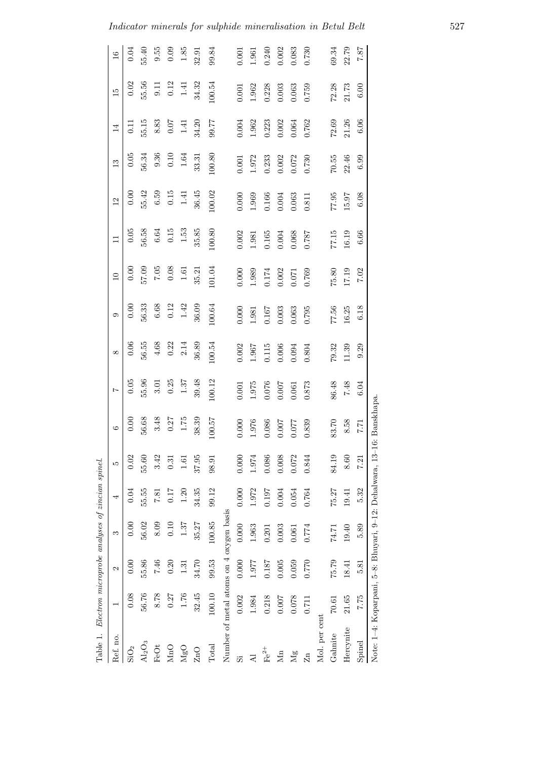Table 1. *Electron microprobe analyses of zincian spinel.*

| Ref. no. | 1 | 2 | 3 | 4 | 5 | 6 | 7 | 8 | 9 | 10 | 11 | 12 | 13 | 14 | 15 | 16 |
|---|---|---|---|---|---|---|---|---|---|---|---|---|---|---|---|---|
| $SiO_2$ | 0.08 | 0.00 | 0.00 | 0.04 | 0.02 | 0.00 | 0.05 | 0.06 | 0.00 | 0.00 | 0.05 | 0.00 | 0.05 | 0.11 | 0.02 | 0.04 |
| $Al_2O_3$ | 56.76 | 55.86 | 56.02 | 55.55 | 55.60 | 56.68 | 55.96 | 56.55 | 56.33 | 57.09 | 56.58 | 55.42 | 56.34 | 55.15 | 55.56 | 55.40 |
| FeOt | 8.78 | 7.46 | 8.09 | 7.81 | 3.42 | 3.48 | 3.01 | 4.68 | 6.68 | 7.05 | 6.64 | 6.59 | 9.36 | 8.83 | 9.11 | 9.55 |
| MnO | 0.27 | 0.20 | 0.10 | 0.17 | 0.31 | 0.27 | 0.25 | 0.22 | 0.12 | 0.08 | 0.15 | 0.15 | 0.10 | 0.07 | 0.12 | 0.09 |
| MgO | 1.76 | 1.31 | 1.37 | 1.20 | 1.61 | 1.75 | 1.37 | 2.14 | 1.42 | 1.61 | 1.53 | 1.41 | 1.64 | 1.41 | 1.41 | 1.85 |
| ZnO | 32.45 | 34.70 | 35.27 | 34.35 | 37.95 | 38.39 | 39.48 | 36.89 | 36.09 | 35.21 | 35.85 | 36.45 | 33.31 | 34.20 | 34.32 | 32.91 |
| Total | 100.10 | 99.53 | 100.85 | 99.12 | 98.91 | 100.57 | 100.12 | 100.54 | 100.64 | 101.04 | 100.80 | 100.02 | 100.80 | 99.77 | 100.54 | 99.84 |
| Number of metal atoms on 4 oxygen basis | | | | | | | | | | | | | | | | |
| Si | 0.002 | 0.000 | 0.000 | 0.000 | 0.000 | 0.000 | 0.001 | 0.002 | 0.000 | 0.000 | 0.002 | 0.000 | 0.001 | 0.004 | 0.001 | 0.001 |
| Al | 1.984 | 1.977 | 1.963 | 1.972 | 1.974 | 1.976 | 1.975 | 1.967 | 1.981 | 1.989 | 1.981 | 1.969 | 1.972 | 1.962 | 1.962 | 1.961 |
| $Fe^{2+}$ | 0.218 | 0.187 | 0.201 | 0.197 | 0.086 | 0.086 | 0.076 | 0.115 | 0.167 | 0.174 | 0.165 | 0.166 | 0.233 | 0.223 | 0.228 | 0.240 |
| Mn | 0.007 | 0.005 | 0.003 | 0.004 | 0.008 | 0.007 | 0.007 | 0.006 | 0.003 | 0.002 | 0.004 | 0.004 | 0.002 | 0.002 | 0.003 | 0.002 |
| Mg | 0.078 | 0.059 | 0.061 | 0.054 | 0.072 | 0.077 | 0.061 | 0.094 | 0.063 | 0.071 | 0.068 | 0.063 | 0.072 | 0.064 | 0.063 | 0.083 |
| Zn | 0.711 | 0.770 | 0.774 | 0.764 | 0.844 | 0.839 | 0.873 | 0.804 | 0.795 | 0.769 | 0.787 | 0.811 | 0.730 | 0.762 | 0.759 | 0.730 |
| Mol. per cent | | | | | | | | | | | | | | | | |
| Galnite | 70.61 | 75.79 | 74.71 | 75.27 | 84.19 | 83.70 | 86.48 | 79.32 | 77.56 | 75.80 | 77.15 | 77.95 | 70.55 | 72.69 | 72.28 | 69.34 |
| Hercynite | 21.65 | 18.41 | 19.40 | 19.41 | 8.60 | 8.58 | 7.48 | 11.39 | 16.25 | 17.19 | 16.19 | 15.97 | 22.46 | 21.26 | 21.73 | 22.79 |
| Spinel | 7.75 | 5.81 | 5.89 | 5.32 | 7.21 | 7.71 | 6.04 | 9.29 | 6.18 | 7.02 | 6.66 | 6.08 | 6.99 | 6.06 | 6.00 | 7.87 |

Note: 1–4: Koparpani, 5–8: Bhuyari, 9–12: Dehalwara, 13–16: Banskhapa.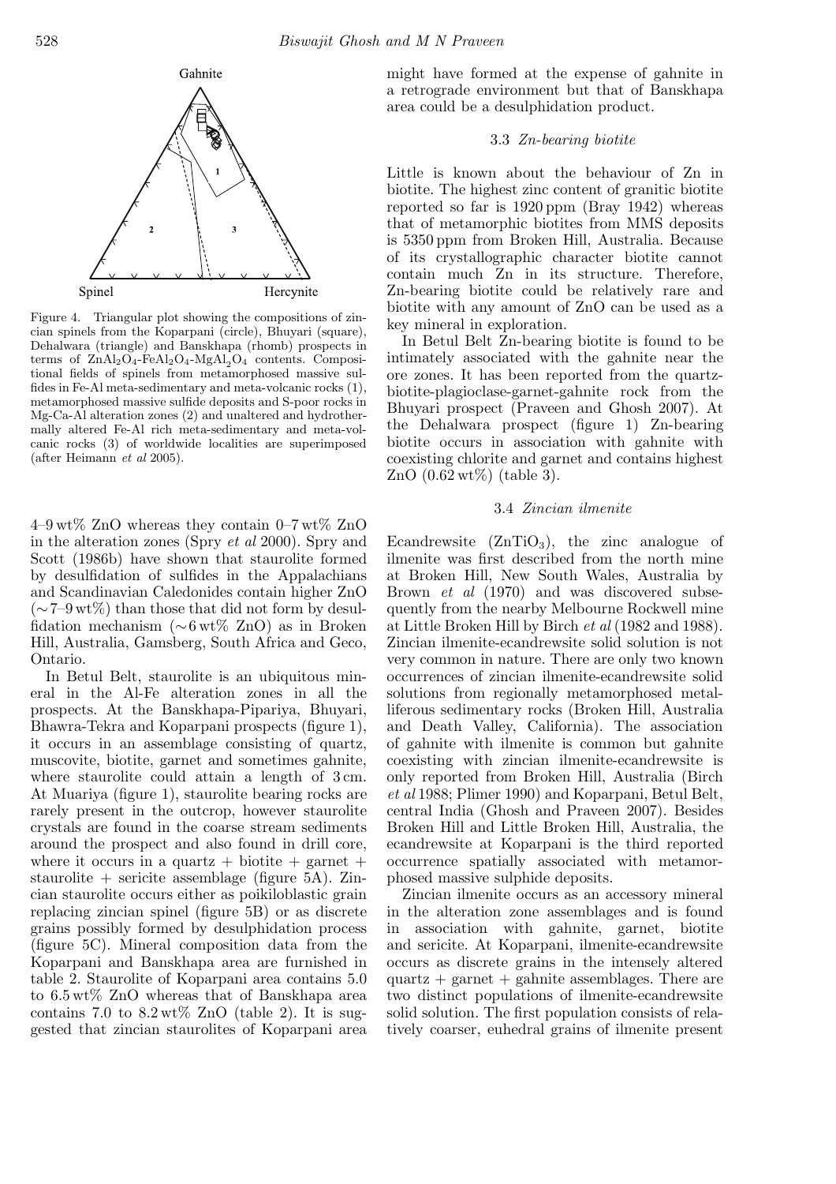Gahnite

Spinel Hercynite

Figure 4. Triangular plot showing the compositions of zincian spinels from the Koparpani (circle), Bhuyari (square), Dehalwara (triangle) and Banskhapa (rhomb) prospects in terms of $ZnAl_2O_4$-$FeAl_2O_4$-$MgAl_2O_4$ contents. Compositional fields of spinels from metamorphosed massive sulfides in Fe-Al meta-sedimentary and meta-volcanic rocks (1), metamorphosed massive sulfide deposits and S-poor rocks in Mg-Ca-Al alteration zones (2) and unaltered and hydrothermally altered Fe-Al rich meta-sedimentary and meta-volcanic rocks (3) of worldwide localities are superimposed (after Heimann *et al* 2005).

4–9 wt% ZnO whereas they contain 0–7 wt% ZnO in the alteration zones (Spry *et al* 2000). Spry and Scott (1986b) have shown that staurolite formed by desulfidation of sulfides in the Appalachians and Scandinavian Caledonides contain higher ZnO (∼7–9 wt%) than those that did not form by desulfidation mechanism (∼6 wt% ZnO) as in Broken Hill, Australia, Gamsberg, South Africa and Geco, Ontario.

In Betul Belt, staurolite is an ubiquitous mineral in the Al-Fe alteration zones in all the prospects. At the Banskhapa-Pipariya, Bhuyari, Bhawra-Tekra and Koparpani prospects (figure 1), it occurs in an assemblage consisting of quartz, muscovite, biotite, garnet and sometimes gahnite, where staurolite could attain a length of 3 cm. At Muariya (figure 1), staurolite bearing rocks are rarely present in the outcrop, however staurolite crystals are found in the coarse stream sediments around the prospect and also found in drill core, where it occurs in a quartz + biotite + garnet + staurolite + sericite assemblage (figure 5A). Zincian staurolite occurs either as poikiloblastic grain replacing zincian spinel (figure 5B) or as discrete grains possibly formed by desulphidation process (figure 5C). Mineral composition data from the Koparpani and Banskhapa area are furnished in table 2. Staurolite of Koparpani area contains 5.0 to 6.5 wt% ZnO whereas that of Banskhapa area contains 7.0 to 8.2 wt% ZnO (table 2). It is suggested that zincian staurolites of Koparpani area might have formed at the expense of gahnite in a retrograde environment but that of Banskhapa area could be a desulphidation product.

### 3.3 *Zn-bearing biotite*

Little is known about the behaviour of Zn in biotite. The highest zinc content of granitic biotite reported so far is 1920 ppm (Bray 1942) whereas that of metamorphic biotites from MMS deposits is 5350 ppm from Broken Hill, Australia. Because of its crystallographic character biotite cannot contain much Zn in its structure. Therefore, Zn-bearing biotite could be relatively rare and biotite with any amount of ZnO can be used as a key mineral in exploration.

In Betul Belt Zn-bearing biotite is found to be intimately associated with the gahnite near the ore zones. It has been reported from the quartz-biotite-plagioclase-garnet-gahnite rock from the Bhuyari prospect (Praveen and Ghosh 2007). At the Dehalwara prospect (figure 1) Zn-bearing biotite occurs in association with gahnite with coexisting chlorite and garnet and contains highest ZnO (0.62 wt%) (table 3).

### 3.4 *Zincian ilmenite*

Ecandrewsite ($ZnTiO_3$), the zinc analogue of ilmenite was first described from the north mine at Broken Hill, New South Wales, Australia by Brown *et al* (1970) and was discovered subsequently from the nearby Melbourne Rockwell mine at Little Broken Hill by Birch *et al* (1982 and 1988). Zincian ilmenite-ecandrewsite solid solution is not very common in nature. There are only two known occurrences of zincian ilmenite-ecandrewsite solid solutions from regionally metamorphosed metalliferous sedimentary rocks (Broken Hill, Australia and Death Valley, California). The association of gahnite with ilmenite is common but gahnite coexisting with zincian ilmenite-ecandrewsite is only reported from Broken Hill, Australia (Birch *et al* 1988; Plimer 1990) and Koparpani, Betul Belt, central India (Ghosh and Praveen 2007). Besides Broken Hill and Little Broken Hill, Australia, the ecandrewsite at Koparpani is the third reported occurrence spatially associated with metamorphosed massive sulphide deposits.

Zincian ilmenite occurs as an accessory mineral in the alteration zone assemblages and is found in association with gahnite, garnet, biotite and sericite. At Koparpani, ilmenite-ecandrewsite occurs as discrete grains in the intensely altered quartz + garnet + gahnite assemblages. There are two distinct populations of ilmenite-ecandrewsite solid solution. The first population consists of relatively coarser, euhedral grains of ilmenite present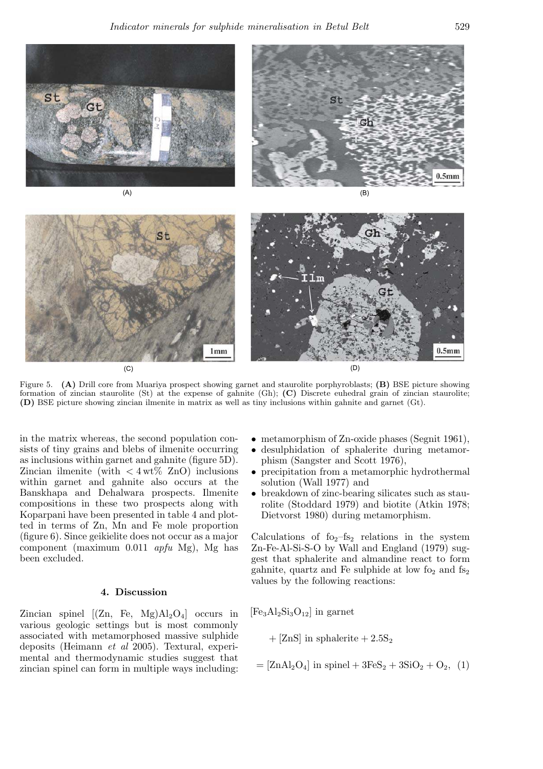Figure 5. **(A)** Drill core from Muariya prospect showing garnet and staurolite porphyroblasts; **(B)** BSE picture showing formation of zincian staurolite (St) at the expense of gahnite (Gh); **(C)** Discrete euhedral grain of zincian staurolite; **(D)** BSE picture showing zincian ilmenite in matrix as well as tiny inclusions within gahnite and garnet (Gt).

in the matrix whereas, the second population consists of tiny grains and blebs of ilmenite occurring as inclusions within garnet and gahnite (figure 5D). Zincian ilmenite (with $< 4$ wt% ZnO) inclusions within garnet and gahnite also occurs at the Banskhapa and Dehalwara prospects. Ilmenite compositions in these two prospects along with Koparpani have been presented in table 4 and plotted in terms of Zn, Mn and Fe mole proportion (figure 6). Since geikielite does not occur as a major component (maximum 0.011 *apfu* Mg), Mg has been excluded.

## 4. Discussion

Zincian spinel [(Zn, Fe, Mg)$Al_2O_4$] occurs in various geologic settings but is most commonly associated with metamorphosed massive sulphide deposits (Heimann *et al* 2005). Textural, experimental and thermodynamic studies suggest that zincian spinel can form in multiple ways including:

- metamorphism of Zn-oxide phases (Segnit 1961),
- desulphidation of sphalerite during metamorphism (Sangster and Scott 1976),
- precipitation from a metamorphic hydrothermal solution (Wall 1977) and
- breakdown of zinc-bearing silicates such as staurolite (Stoddard 1979) and biotite (Atkin 1978; Dietvorst 1980) during metamorphism.

Calculations of $f_{O_2}$–$f_{S_2}$ relations in the system Zn-Fe-Al-Si-S-O by Wall and England (1979) suggest that sphalerite and almandine react to form gahnite, quartz and Fe sulphide at low $f_{O_2}$ and $f_{S_2}$ values by the following reactions:

$$[Fe_3Al_2Si_3O_{12}] \text{ in garnet} + [ZnS] \text{ in sphalerite} + 2.5S_2 = [ZnAl_2O_4] \text{ in spinel} + 3FeS_2 + 3SiO_2 + O_2, \quad (1)$$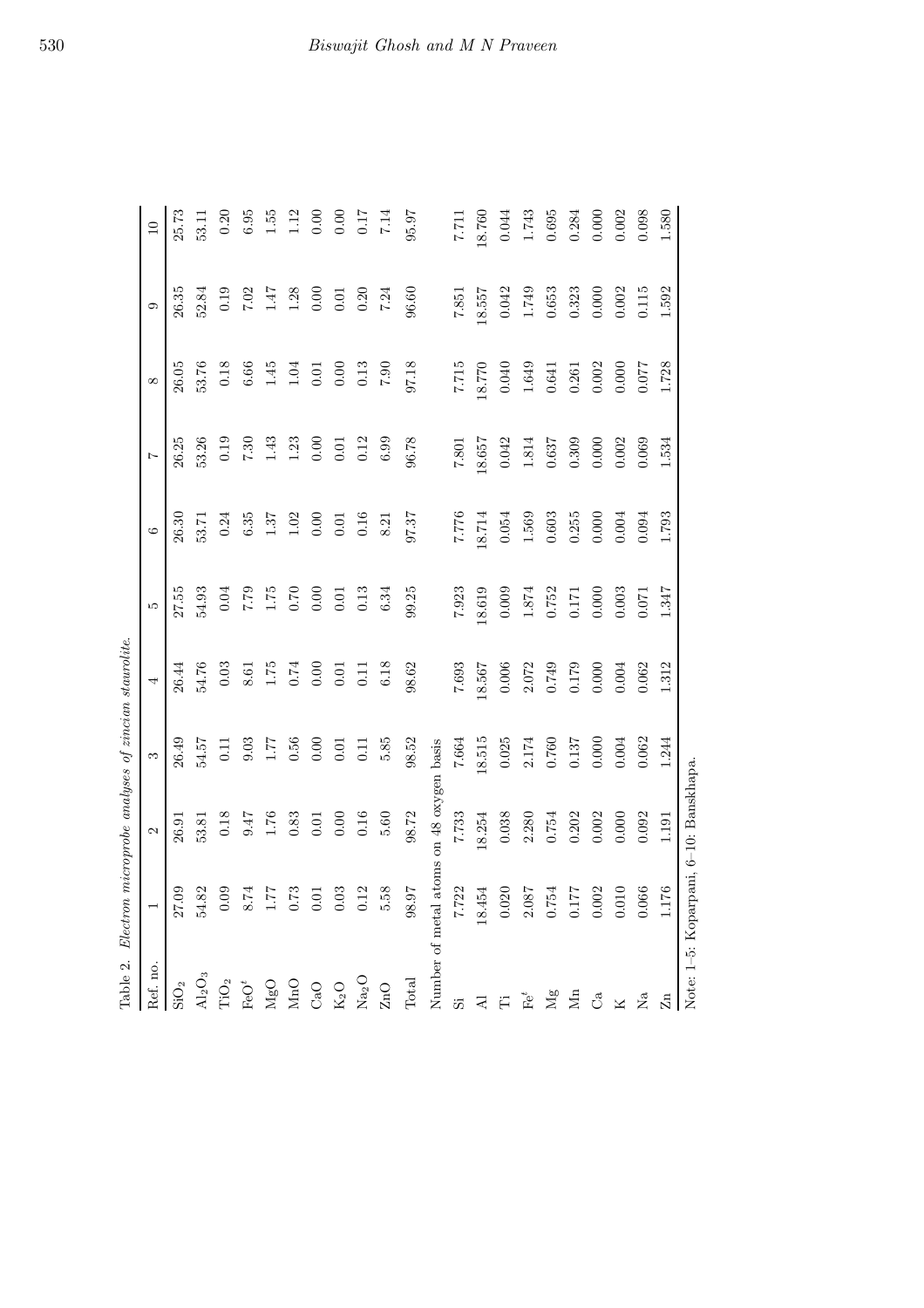Table 2. *Electron microprobe analyses of zincian staurolite.*

| Ref. no. | 1 | 2 | 3 | 4 | 5 | 6 | 7 | 8 | 9 | 10 |
|---|---|---|---|---|---|---|---|---|---|---|
| $SiO_2$ | 27.09 | 26.91 | 26.49 | 26.44 | 27.55 | 26.30 | 26.25 | 26.05 | 26.35 | 25.73 |
| $Al_2O_3$ | 54.82 | 53.81 | 54.57 | 54.76 | 54.93 | 53.71 | 53.26 | 53.76 | 52.84 | 53.11 |
| $TiO_2$ | 0.09 | 0.18 | 0.11 | 0.03 | 0.04 | 0.24 | 0.19 | 0.18 | 0.19 | 0.20 |
| $FeO^t$ | 8.74 | 9.47 | 9.03 | 8.61 | 7.79 | 6.35 | 7.30 | 6.66 | 7.02 | 6.95 |
| MgO | 1.77 | 1.76 | 1.77 | 1.75 | 1.75 | 1.37 | 1.43 | 1.45 | 1.47 | 1.55 |
| MnO | 0.73 | 0.83 | 0.56 | 0.74 | 0.70 | 1.02 | 1.23 | 1.04 | 1.28 | 1.12 |
| CaO | 0.01 | 0.01 | 0.00 | 0.00 | 0.00 | 0.00 | 0.00 | 0.01 | 0.00 | 0.00 |
| $K_2O$ | 0.03 | 0.00 | 0.01 | 0.01 | 0.01 | 0.01 | 0.01 | 0.00 | 0.01 | 0.00 |
| $Na_2O$ | 0.12 | 0.16 | 0.11 | 0.11 | 0.13 | 0.16 | 0.12 | 0.13 | 0.20 | 0.17 |
| ZnO | 5.58 | 5.60 | 5.85 | 6.18 | 6.34 | 8.21 | 6.99 | 7.90 | 7.24 | 7.14 |
| Total | 98.97 | 98.72 | 98.52 | 98.62 | 99.25 | 97.37 | 96.78 | 97.18 | 96.60 | 95.97 |
| Number of metal atoms on 48 oxygen basis | | | | | | | | | | |
| Si | 7.722 | 7.733 | 7.664 | 7.693 | 7.923 | 7.776 | 7.801 | 7.715 | 7.851 | 7.711 |
| Al | 18.454 | 18.254 | 18.515 | 18.567 | 18.619 | 18.714 | 18.657 | 18.770 | 18.557 | 18.760 |
| Ti | 0.020 | 0.038 | 0.025 | 0.006 | 0.009 | 0.054 | 0.042 | 0.040 | 0.042 | 0.044 |
| $Fe^t$ | 2.087 | 2.280 | 2.174 | 2.072 | 1.874 | 1.569 | 1.814 | 1.649 | 1.749 | 1.743 |
| Mg | 0.754 | 0.754 | 0.760 | 0.749 | 0.752 | 0.603 | 0.637 | 0.641 | 0.653 | 0.695 |
| Mn | 0.177 | 0.202 | 0.137 | 0.179 | 0.171 | 0.255 | 0.309 | 0.261 | 0.323 | 0.284 |
| Ca | 0.002 | 0.002 | 0.000 | 0.000 | 0.000 | 0.000 | 0.000 | 0.002 | 0.000 | 0.000 |
| K | 0.010 | 0.000 | 0.004 | 0.004 | 0.003 | 0.004 | 0.002 | 0.000 | 0.002 | 0.002 |
| Na | 0.066 | 0.092 | 0.062 | 0.062 | 0.071 | 0.094 | 0.069 | 0.077 | 0.115 | 0.098 |
| Zn | 1.176 | 1.191 | 1.244 | 1.312 | 1.347 | 1.793 | 1.534 | 1.728 | 1.592 | 1.580 |

Note: 1–5: Koparpani, 6–10: Banskhapa.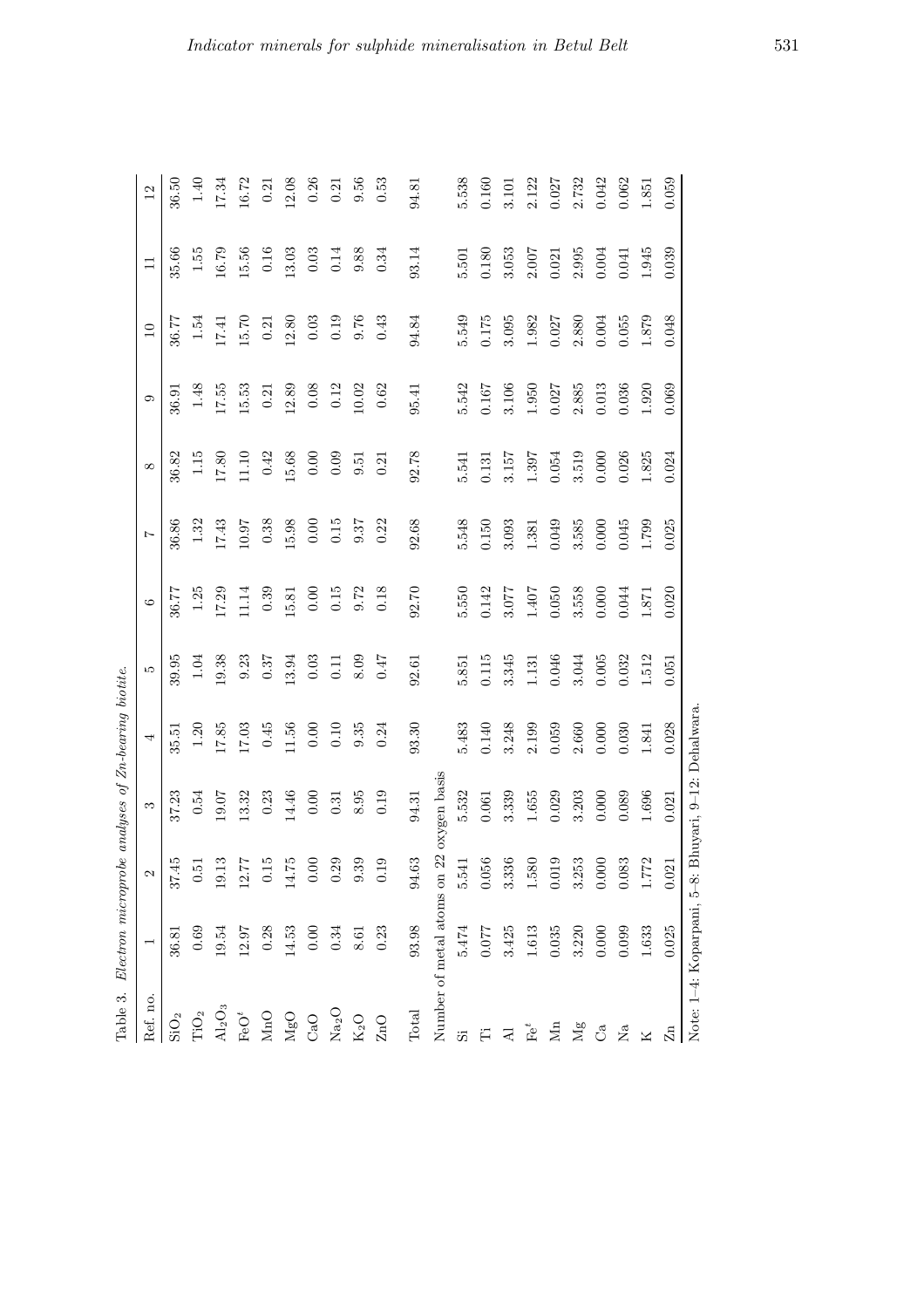Table 3. *Electron microprobe analyses of Zn-bearing biotite.*

| Ref. no. | 1 | 2 | 3 | 4 | 5 | 6 | 7 | 8 | 9 | 10 | 11 | 12 |
|---|---|---|---|---|---|---|---|---|---|---|---|---|
| $SiO_2$ | 36.81 | 37.45 | 37.23 | 35.51 | 39.95 | 36.77 | 36.86 | 36.82 | 36.91 | 36.77 | 35.66 | 36.50 |
| $TiO_2$ | 0.69 | 0.51 | 0.54 | 1.20 | 1.04 | 1.25 | 1.32 | 1.15 | 1.48 | 1.54 | 1.55 | 1.40 |
| $Al_2O_3$ | 19.54 | 19.13 | 19.07 | 17.85 | 19.38 | 17.29 | 17.43 | 17.80 | 17.55 | 17.41 | 16.79 | 17.34 |
| $FeO^t$ | 12.97 | 12.77 | 13.32 | 17.03 | 9.23 | 11.14 | 10.97 | 11.10 | 15.53 | 15.70 | 15.56 | 16.72 |
| MnO | 0.28 | 0.15 | 0.23 | 0.45 | 0.37 | 0.39 | 0.38 | 0.42 | 0.21 | 0.21 | 0.16 | 0.21 |
| MgO | 14.53 | 14.75 | 14.46 | 11.56 | 13.94 | 15.81 | 15.98 | 15.68 | 12.89 | 12.80 | 13.03 | 12.08 |
| CaO | 0.00 | 0.00 | 0.00 | 0.00 | 0.03 | 0.00 | 0.00 | 0.00 | 0.08 | 0.03 | 0.03 | 0.26 |
| $Na_2O$ | 0.34 | 0.29 | 0.31 | 0.10 | 0.11 | 0.15 | 0.15 | 0.09 | 0.12 | 0.19 | 0.14 | 0.21 |
| $K_2O$ | 8.61 | 9.39 | 8.95 | 9.35 | 8.09 | 9.72 | 9.37 | 9.51 | 10.02 | 9.76 | 9.88 | 9.56 |
| ZnO | 0.23 | 0.19 | 0.19 | 0.24 | 0.47 | 0.18 | 0.22 | 0.21 | 0.62 | 0.43 | 0.34 | 0.53 |
| Total | 93.98 | 94.63 | 94.31 | 93.30 | 92.61 | 92.70 | 92.68 | 92.78 | 95.41 | 94.84 | 93.14 | 94.81 |
| Number of metal atoms on 22 oxygen basis | | | | | | | | | | | | |
| Si | 5.474 | 5.541 | 5.532 | 5.483 | 5.851 | 5.550 | 5.548 | 5.541 | 5.542 | 5.549 | 5.501 | 5.538 |
| Ti | 0.077 | 0.056 | 0.061 | 0.140 | 0.115 | 0.142 | 0.150 | 0.131 | 0.167 | 0.175 | 0.180 | 0.160 |
| Al | 3.425 | 3.336 | 3.339 | 3.248 | 3.345 | 3.077 | 3.093 | 3.157 | 3.106 | 3.095 | 3.053 | 3.101 |
| $Fe^t$ | 1.613 | 1.580 | 1.655 | 2.199 | 1.131 | 1.407 | 1.381 | 1.397 | 1.950 | 1.982 | 2.007 | 2.122 |
| Mn | 0.035 | 0.019 | 0.029 | 0.059 | 0.046 | 0.050 | 0.049 | 0.054 | 0.027 | 0.027 | 0.021 | 0.027 |
| Mg | 3.220 | 3.253 | 3.203 | 2.660 | 3.044 | 3.558 | 3.585 | 3.519 | 2.885 | 2.880 | 2.995 | 2.732 |
| Ca | 0.000 | 0.000 | 0.000 | 0.000 | 0.005 | 0.000 | 0.000 | 0.000 | 0.013 | 0.004 | 0.004 | 0.042 |
| Na | 0.099 | 0.083 | 0.089 | 0.030 | 0.032 | 0.044 | 0.045 | 0.026 | 0.036 | 0.055 | 0.041 | 0.062 |
| K | 1.633 | 1.772 | 1.696 | 1.841 | 1.512 | 1.871 | 1.799 | 1.825 | 1.920 | 1.879 | 1.945 | 1.851 |
| Zn | 0.025 | 0.021 | 0.021 | 0.028 | 0.051 | 0.020 | 0.025 | 0.024 | 0.069 | 0.048 | 0.039 | 0.059 |

Note: 1–4: Koparpani, 5–8: Bhuyari, 9–12: Dehalwara.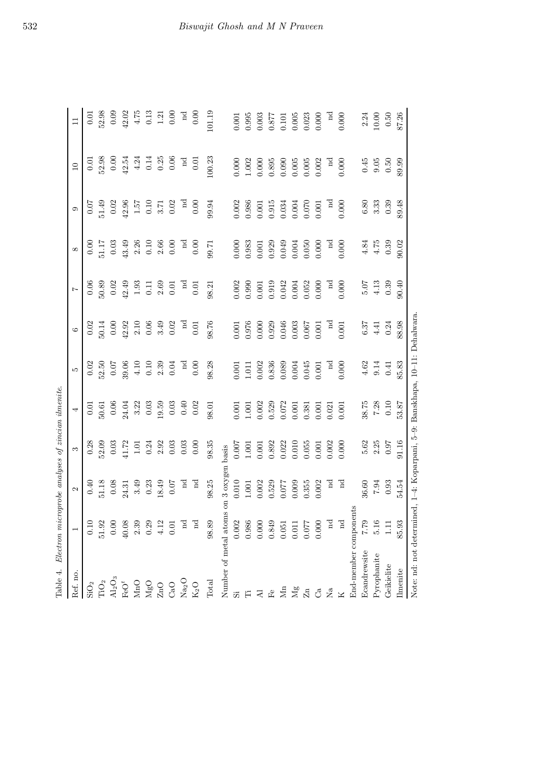Table 4. *Electron microprobe analyses of zincian ilmenite.*

| Ref. no. | 1 | 2 | 3 | 4 | 5 | 6 | 7 | 8 | 9 | 10 | 11 |
|---|---|---|---|---|---|---|---|---|---|---|---|
| $SiO_2$ | 0.10 | 0.40 | 0.28 | 0.01 | 0.02 | 0.02 | 0.06 | 0.00 | 0.07 | 0.01 | 0.01 |
| $TiO_2$ | 51.92 | 51.18 | 52.09 | 50.61 | 52.50 | 50.14 | 50.89 | 51.17 | 51.49 | 52.98 | 52.98 |
| $Al_2O_3$ | 0.00 | 0.08 | 0.03 | 0.06 | 0.07 | 0.00 | 0.02 | 0.03 | 0.02 | 0.00 | 0.09 |
| $FeO^t$ | 40.08 | 24.31 | 41.72 | 24.04 | 39.06 | 42.92 | 42.49 | 43.49 | 42.96 | 42.54 | 42.02 |
| MnO | 2.39 | 3.49 | 1.01 | 3.22 | 4.10 | 2.10 | 1.93 | 2.26 | 1.57 | 4.24 | 4.75 |
| MgO | 0.29 | 0.23 | 0.24 | 0.03 | 0.10 | 0.06 | 0.11 | 0.10 | 0.10 | 0.14 | 0.13 |
| ZnO | 4.12 | 18.49 | 2.92 | 19.59 | 2.39 | 3.49 | 2.69 | 2.66 | 3.71 | 0.25 | 1.21 |
| CaO | 0.01 | 0.07 | 0.03 | 0.03 | 0.04 | 0.02 | 0.01 | 0.00 | 0.02 | 0.06 | 0.00 |
| $Na_2O$ | nd | nd | 0.03 | 0.40 | nd | nd | nd | nd | nd | nd | nd |
| $K_2O$ | nd | nd | 0.00 | 0.02 | 0.00 | 0.01 | 0.01 | 0.00 | 0.00 | 0.01 | 0.00 |
| Total | 98.89 | 98.25 | 98.35 | 98.01 | 98.28 | 98.76 | 98.21 | 99.71 | 99.94 | 100.23 | 101.19 |
| Number of metal atoms on 3 oxygen basis | | | | | | | | | | | |
| Si | 0.002 | 0.010 | 0.007 | 0.001 | 0.001 | 0.001 | 0.002 | 0.000 | 0.002 | 0.000 | 0.001 |
| Ti | 0.986 | 1.001 | 1.001 | 1.001 | 1.011 | 0.976 | 0.990 | 0.983 | 0.986 | 1.002 | 0.995 |
| Al | 0.000 | 0.002 | 0.001 | 0.002 | 0.002 | 0.000 | 0.001 | 0.001 | 0.001 | 0.000 | 0.003 |
| Fe | 0.849 | 0.529 | 0.892 | 0.529 | 0.836 | 0.929 | 0.919 | 0.929 | 0.915 | 0.895 | 0.877 |
| Mn | 0.051 | 0.077 | 0.022 | 0.072 | 0.089 | 0.046 | 0.042 | 0.049 | 0.034 | 0.090 | 0.101 |
| Mg | 0.011 | 0.009 | 0.010 | 0.001 | 0.004 | 0.003 | 0.004 | 0.004 | 0.004 | 0.005 | 0.005 |
| Zn | 0.077 | 0.355 | 0.055 | 0.381 | 0.045 | 0.067 | 0.052 | 0.050 | 0.070 | 0.005 | 0.023 |
| Ca | 0.000 | 0.002 | 0.001 | 0.001 | 0.001 | 0.001 | 0.000 | 0.000 | 0.001 | 0.002 | 0.000 |
| Na | nd | nd | 0.002 | 0.021 | nd | nd | nd | nd | nd | nd | nd |
| K | nd | nd | 0.000 | 0.001 | 0.000 | 0.001 | 0.000 | 0.000 | 0.000 | 0.000 | 0.000 |
| End-member components | | | | | | | | | | | |
| Ecandrewsite | 7.79 | 36.60 | 5.62 | 38.75 | 4.62 | 6.37 | 5.07 | 4.84 | 6.80 | 0.45 | 2.24 |
| Pyrophanite | 5.16 | 7.94 | 2.25 | 7.28 | 9.14 | 4.41 | 4.13 | 4.75 | 3.33 | 9.05 | 10.00 |
| Geikielite | 1.11 | 0.93 | 0.97 | 0.10 | 0.41 | 0.24 | 0.39 | 0.39 | 0.39 | 0.50 | 0.50 |
| Ilmenite | 85.93 | 54.54 | 91.16 | 53.87 | 85.83 | 88.98 | 90.40 | 90.02 | 89.48 | 89.99 | 87.26 |

Note: nd: not determined, 1–4: Koparpani, 5–9: Banskhapa, 10–11: Dehalwara.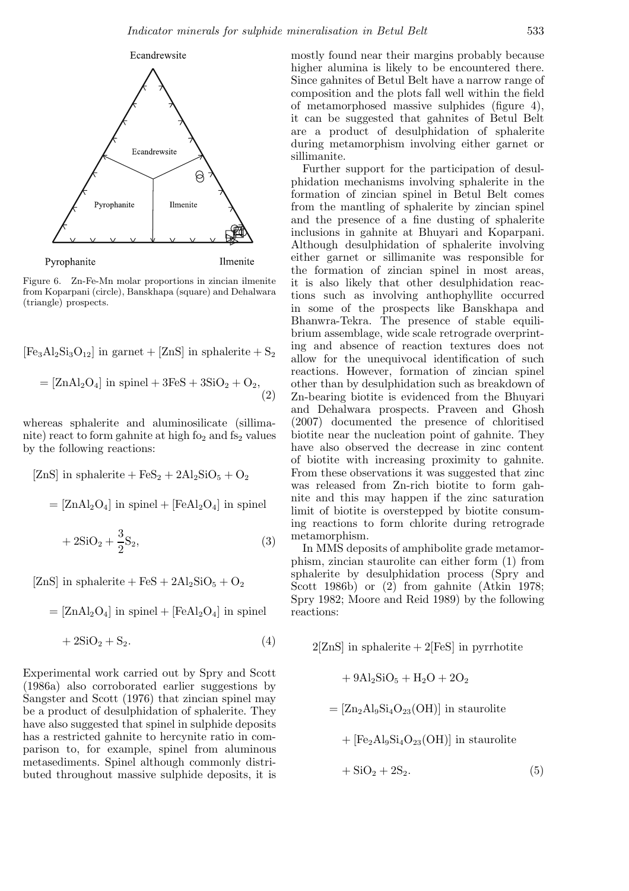Figure 6. Zn-Fe-Mn molar proportions in zincian ilmenite from Koparpani (circle), Banskhapa (square) and Dehalwara (triangle) prospects.

$$[Fe_3Al_2Si_3O_{12}] \text{ in garnet} + [ZnS] \text{ in sphalerite} + S_2$$
$$= [ZnAl_2O_4] \text{ in spinel} + 3FeS + 3SiO_2 + O_2, \quad (2)$$

whereas sphalerite and aluminosilicate (sillimanite) react to form gahnite at high $fo_2$ and $fs_2$ values by the following reactions:

$$[ZnS] \text{ in sphalerite} + FeS_2 + 2Al_2SiO_5 + O_2$$
$$= [ZnAl_2O_4] \text{ in spinel} + [FeAl_2O_4] \text{ in spinel}$$
$$+ 2SiO_2 + \frac{3}{2}S_2, \quad (3)$$

$$[ZnS] \text{ in sphalerite} + FeS + 2Al_2SiO_5 + O_2$$
$$= [ZnAl_2O_4] \text{ in spinel} + [FeAl_2O_4] \text{ in spinel}$$
$$+ 2SiO_2 + S_2. \quad (4)$$

Experimental work carried out by Spry and Scott (1986a) also corroborated earlier suggestions by Sangster and Scott (1976) that zincian spinel may be a product of desulphidation of sphalerite. They have also suggested that spinel in sulphide deposits has a restricted gahnite to hercynite ratio in comparison to, for example, spinel from aluminous metasediments. Spinel although commonly distributed throughout massive sulphide deposits, it is mostly found near their margins probably because higher alumina is likely to be encountered there. Since gahnites of Betul Belt have a narrow range of composition and the plots fall well within the field of metamorphosed massive sulphides (figure 4), it can be suggested that gahnites of Betul Belt are a product of desulphidation of sphalerite during metamorphism involving either garnet or sillimanite.

Further support for the participation of desulphidation mechanisms involving sphalerite in the formation of zincian spinel in Betul Belt comes from the mantling of sphalerite by zincian spinel and the presence of a fine dusting of sphalerite inclusions in gahnite at Bhuyari and Koparpani. Although desulphidation of sphalerite involving either garnet or sillimanite was responsible for the formation of zincian spinel in most areas, it is also likely that other desulphidation reactions such as involving anthophyllite occurred in some of the prospects like Banskhapa and Bhanwra-Tekra. The presence of stable equilibrium assemblage, wide scale retrograde overprinting and absence of reaction textures does not allow for the unequivocal identification of such reactions. However, formation of zincian spinel other than by desulphidation such as breakdown of Zn-bearing biotite is evidenced from the Bhuyari and Dehalwara prospects. Praveen and Ghosh (2007) documented the presence of chloritised biotite near the nucleation point of gahnite. They have also observed the decrease in zinc content of biotite with increasing proximity to gahnite. From these observations it was suggested that zinc was released from Zn-rich biotite to form gahnite and this may happen if the zinc saturation limit of biotite is overstepped by biotite consuming reactions to form chlorite during retrograde metamorphism.

In MMS deposits of amphibolite grade metamorphism, zincian staurolite can either form (1) from sphalerite by desulphidation process (Spry and Scott 1986b) or (2) from gahnite (Atkin 1978; Spry 1982; Moore and Reid 1989) by the following reactions:

$$2[ZnS] \text{ in sphalerite} + 2[FeS] \text{ in pyrrhotite}$$
$$+ 9Al_2SiO_5 + H_2O + 2O_2$$
$$= [Zn_2Al_9Si_4O_{23}(OH)] \text{ in staurolite}$$
$$+ [Fe_2Al_9Si_4O_{23}(OH)] \text{ in staurolite}$$
$$+ SiO_2 + 2S_2. \quad (5)$$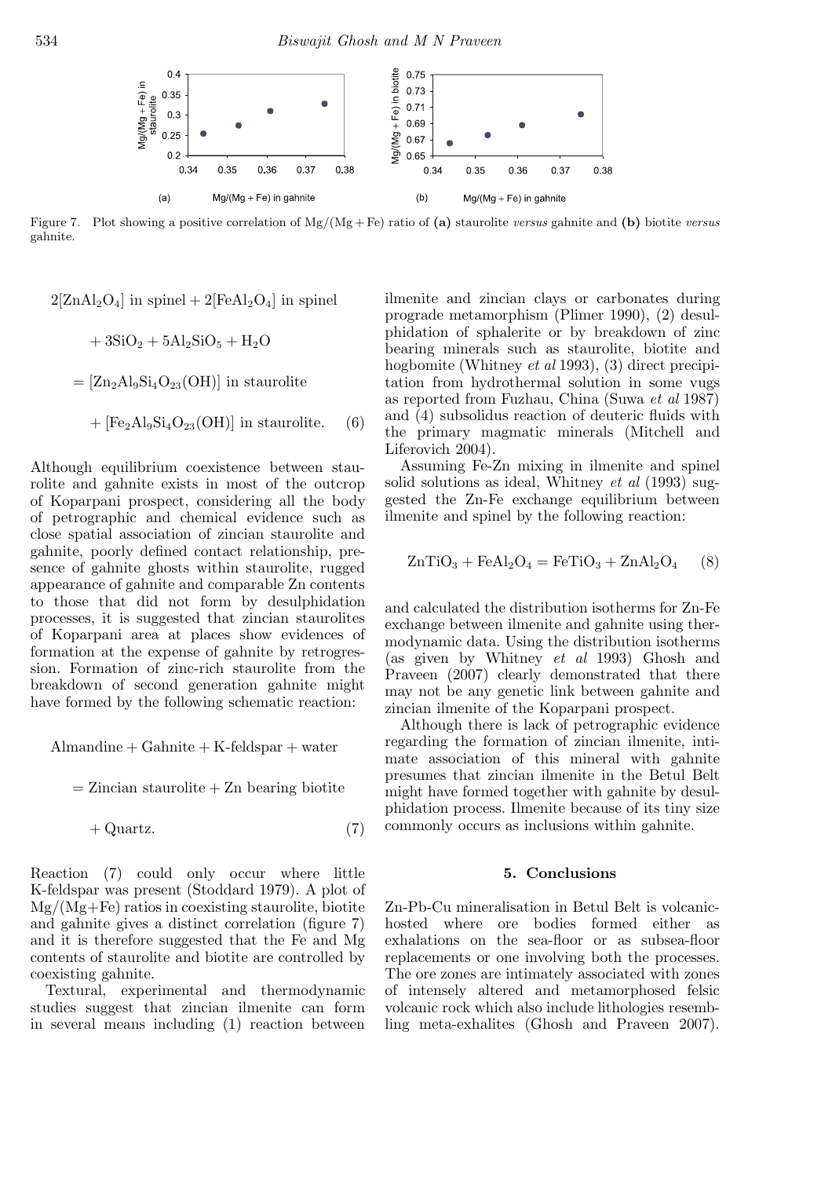Figure 7. Plot showing a positive correlation of Mg/(Mg + Fe) ratio of **(a)** staurolite *versus* gahnite and **(b)** biotite *versus* gahnite.

$$2[ZnAl_2O_4] \text{ in spinel} + 2[FeAl_2O_4] \text{ in spinel}$$
$$+ 3SiO_2 + 5Al_2SiO_5 + H_2O$$
$$= [Zn_2Al_9Si_4O_{23}(OH)] \text{ in staurolite}$$
$$+ [Fe_2Al_9Si_4O_{23}(OH)] \text{ in staurolite.} \quad (6)$$

Although equilibrium coexistence between staurolite and gahnite exists in most of the outcrop of Koparpani prospect, considering all the body of petrographic and chemical evidence such as close spatial association of zincian staurolite and gahnite, poorly defined contact relationship, presence of gahnite ghosts within staurolite, rugged appearance of gahnite and comparable Zn contents to those that did not form by desulphidation processes, it is suggested that zincian staurolites of Koparpani area at places show evidences of formation at the expense of gahnite by retrogression. Formation of zinc-rich staurolite from the breakdown of second generation gahnite might have formed by the following schematic reaction:

$$\text{Almandine} + \text{Gahnite} + \text{K-feldspar} + \text{water}$$
$$= \text{Zincian staurolite} + \text{Zn bearing biotite}$$
$$+ \text{Quartz.} \quad (7)$$

Reaction (7) could only occur where little K-feldspar was present (Stoddard 1979). A plot of Mg/(Mg+Fe) ratios in coexisting staurolite, biotite and gahnite gives a distinct correlation (figure 7) and it is therefore suggested that the Fe and Mg contents of staurolite and biotite are controlled by coexisting gahnite.

Textural, experimental and thermodynamic studies suggest that zincian ilmenite can form in several means including (1) reaction between ilmenite and zincian clays or carbonates during prograde metamorphism (Plimer 1990), (2) desulphidation of sphalerite or by breakdown of zinc bearing minerals such as staurolite, biotite and hogbomite (Whitney *et al* 1993), (3) direct precipitation from hydrothermal solution in some vugs as reported from Fuzhau, China (Suwa *et al* 1987) and (4) subsolidus reaction of deuteric fluids with the primary magmatic minerals (Mitchell and Liferovich 2004).

Assuming Fe-Zn mixing in ilmenite and spinel solid solutions as ideal, Whitney *et al* (1993) suggested the Zn-Fe exchange equilibrium between ilmenite and spinel by the following reaction:

$$ZnTiO_3 + FeAl_2O_4 = FeTiO_3 + ZnAl_2O_4 \quad (8)$$

and calculated the distribution isotherms for Zn-Fe exchange between ilmenite and gahnite using thermodynamic data. Using the distribution isotherms (as given by Whitney *et al* 1993) Ghosh and Praveen (2007) clearly demonstrated that there may not be any genetic link between gahnite and zincian ilmenite of the Koparpani prospect.

Although there is lack of petrographic evidence regarding the formation of zincian ilmenite, intimate association of this mineral with gahnite presumes that zincian ilmenite in the Betul Belt might have formed together with gahnite by desulphidation process. Ilmenite because of its tiny size commonly occurs as inclusions within gahnite.

## 5. Conclusions

Zn-Pb-Cu mineralisation in Betul Belt is volcanic-hosted where ore bodies formed either as exhalations on the sea-floor or as subsea-floor replacements or one involving both the processes. The ore zones are intimately associated with zones of intensely altered and metamorphosed felsic volcanic rock which also include lithologies resembling meta-exhalites (Ghosh and Praveen 2007).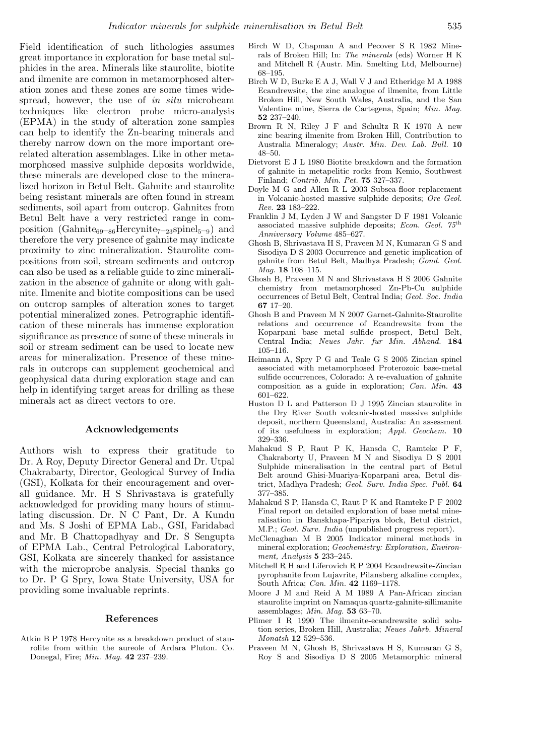Field identification of such lithologies assumes great importance in exploration for base metal sulphides in the area. Minerals like staurolite, biotite and ilmenite are common in metamorphosed alteration zones and these zones are some times widespread, however, the use of *in situ* microbeam techniques like electron probe micro-analysis (EPMA) in the study of alteration zone samples can help to identify the Zn-bearing minerals and thereby narrow down on the more important ore-related alteration assemblages. Like in other metamorphosed massive sulphide deposits worldwide, these minerals are developed close to the mineralized horizon in Betul Belt. Gahnite and staurolite being resistant minerals are often found in stream sediments, soil apart from outcrop. Gahnites from Betul Belt have a very restricted range in composition ($Gahnite_{69-86}Hercynite_{7-23}spinel_{5-9}$) and therefore the very presence of gahnite may indicate proximity to zinc mineralization. Staurolite compositions from soil, stream sediments and outcrop can also be used as a reliable guide to zinc mineralization in the absence of gahnite or along with gahnite. Ilmenite and biotite compositions can be used on outcrop samples of alteration zones to target potential mineralized zones. Petrographic identification of these minerals has immense exploration significance as presence of some of these minerals in soil or stream sediment can be used to locate new areas for mineralization. Presence of these minerals in outcrops can supplement geochemical and geophysical data during exploration stage and can help in identifying target areas for drilling as these minerals act as direct vectors to ore.

## Acknowledgements

Authors wish to express their gratitude to Dr. A Roy, Deputy Director General and Dr. Utpal Chakrabarty, Director, Geological Survey of India (GSI), Kolkata for their encouragement and overall guidance. Mr. H S Shrivastava is gratefully acknowledged for providing many hours of stimulating discussion. Dr. N C Pant, Dr. A Kundu and Ms. S Joshi of EPMA Lab., GSI, Faridabad and Mr. B Chattopadhyay and Dr. S Sengupta of EPMA Lab., Central Petrological Laboratory, GSI, Kolkata are sincerely thanked for assistance with the microprobe analysis. Special thanks go to Dr. P G Spry, Iowa State University, USA for providing some invaluable reprints.

## References

Atkin B P 1978 Hercynite as a breakdown product of staurolite from within the aureole of Ardara Pluton. Co. Donegal, Fire; *Min. Mag.* **42** 237–239.

Birch W D, Chapman A and Pecover S R 1982 Minerals of Broken Hill; In: *The minerals* (eds) Worner H K and Mitchell R (Austr. Min. Smelting Ltd, Melbourne) 68–195.

Birch W D, Burke E A J, Wall V J and Etheridge M A 1988 Ecandrewsite, the zinc analogue of ilmenite, from Little Broken Hill, New South Wales, Australia, and the San Valentine mine, Sierra de Cartegena, Spain; *Min. Mag.* **52** 237–240.

Brown R N, Riley J F and Schultz R K 1970 A new zinc bearing ilmenite from Broken Hill, Contribution to Australia Mineralogy; *Austr. Min. Dev. Lab. Bull.* **10** 48–50.

Dietvorst E J L 1980 Biotite breakdown and the formation of gahnite in metapelitic rocks from Kemio, Southwest Finland; *Contrib. Min. Pet.* **75** 327–337.

Doyle M G and Allen R L 2003 Subsea-floor replacement in Volcanic-hosted massive sulphide deposits; *Ore Geol. Rev.* **23** 183–222.

Franklin J M, Lyden J W and Sangster D F 1981 Volcanic associated massive sulphide deposits; *Econ. Geol. 75th Anniversary Volume* 485–627.

Ghosh B, Shrivastava H S, Praveen M N, Kumaran G S and Sisodiya D S 2003 Occurrence and genetic implication of gahnite from Betul Belt, Madhya Pradesh; *Gond. Geol. Mag.* **18** 108–115.

Ghosh B, Praveen M N and Shrivastava H S 2006 Gahnite chemistry from metamorphosed Zn-Pb-Cu sulphide occurrences of Betul Belt, Central India; *Geol. Soc. India* **67** 17–20.

Ghosh B and Praveen M N 2007 Garnet-Gahnite-Staurolite relations and occurrence of Ecandrewsite from the Koparpani base metal sulfide prospect, Betul Belt, Central India; *Neues Jahr. fur Min. Abhand.* **184** 105–116.

Heimann A, Spry P G and Teale G S 2005 Zincian spinel associated with metamorphosed Proterozoic base-metal sulfide occurrences, Colorado: A re-evaluation of gahnite composition as a guide in exploration; *Can. Min.* **43** 601–622.

Huston D L and Patterson D J 1995 Zincian staurolite in the Dry River South volcanic-hosted massive sulphide deposit, northern Queensland, Australia: An assessment of its usefulness in exploration; *Appl. Geochem.* **10** 329–336.

Mahakud S P, Raut P K, Hansda C, Ramteke P F, Chakraborty U, Praveen M N and Sisodiya D S 2001 Sulphide mineralisation in the central part of Betul Belt around Ghisi-Muariya-Koparpani area, Betul district, Madhya Pradesh; *Geol. Surv. India Spec. Publ.* **64** 377–385.

Mahakud S P, Hansda C, Raut P K and Ramteke P F 2002 Final report on detailed exploration of base metal mineralisation in Banskhapa-Pipariya block, Betul district, M.P.; *Geol. Surv. India* (unpublished progress report).

McClenaghan M B 2005 Indicator mineral methods in mineral exploration; *Geochemistry: Exploration, Environment, Analysis* **5** 233–245.

Mitchell R H and Liferovich R P 2004 Ecandrewsite-Zincian pyrophanite from Lujavrite, Pilansberg alkaline complex, South Africa; *Can. Min.* **42** 1169–1178.

Moore J M and Reid A M 1989 A Pan-African zincian staurolite imprint on Namaqua quartz-gahnite-sillimanite assemblages; *Min. Mag.* **53** 63–70.

Plimer I R 1990 The ilmenite-ecandrewsite solid solution series, Broken Hill, Australia; *Neues Jahrb. Mineral Monatsh* **12** 529–536.

Praveen M N, Ghosh B, Shrivastava H S, Kumaran G S, Roy S and Sisodiya D S 2005 Metamorphic mineral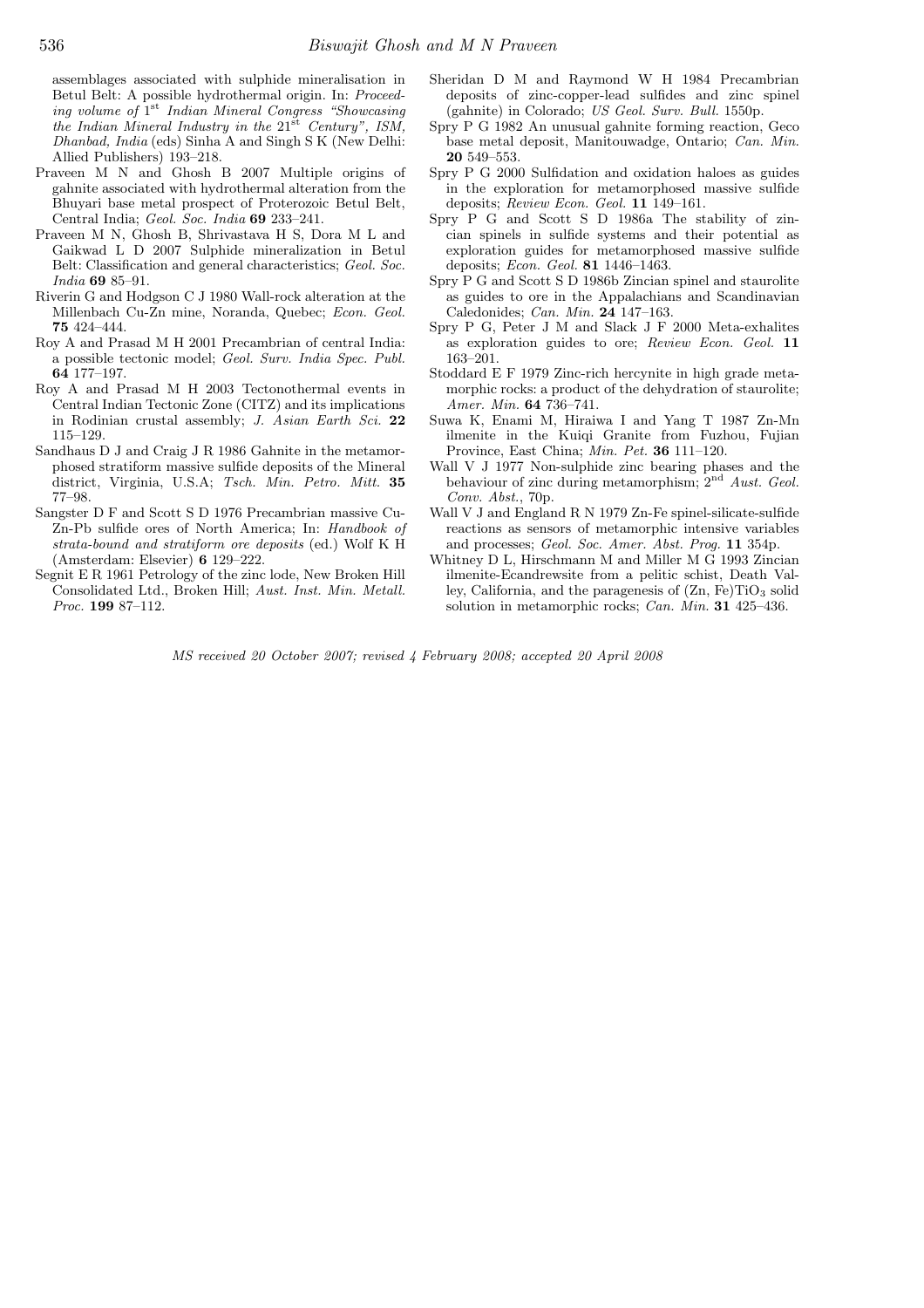assemblages associated with sulphide mineralisation in Betul Belt: A possible hydrothermal origin. In: *Proceeding volume of 1st Indian Mineral Congress "Showcasing the Indian Mineral Industry in the 21st Century", ISM, Dhanbad, India* (eds) Sinha A and Singh S K (New Delhi: Allied Publishers) 193–218.

Praveen M N and Ghosh B 2007 Multiple origins of gahnite associated with hydrothermal alteration from the Bhuyari base metal prospect of Proterozoic Betul Belt, Central India; *Geol. Soc. India* **69** 233–241.

Praveen M N, Ghosh B, Shrivastava H S, Dora M L and Gaikwad L D 2007 Sulphide mineralization in Betul Belt: Classification and general characteristics; *Geol. Soc. India* **69** 85–91.

Riverin G and Hodgson C J 1980 Wall-rock alteration at the Millenbach Cu-Zn mine, Noranda, Quebec; *Econ. Geol.* **75** 424–444.

Roy A and Prasad M H 2001 Precambrian of central India: a possible tectonic model; *Geol. Surv. India Spec. Publ.* **64** 177–197.

Roy A and Prasad M H 2003 Tectonothermal events in Central Indian Tectonic Zone (CITZ) and its implications in Rodinian crustal assembly; *J. Asian Earth Sci.* **22** 115–129.

Sandhaus D J and Craig J R 1986 Gahnite in the metamorphosed stratiform massive sulfide deposits of the Mineral district, Virginia, U.S.A; *Tsch. Min. Petro. Mitt.* **35** 77–98.

Sangster D F and Scott S D 1976 Precambrian massive Cu-Zn-Pb sulfide ores of North America; In: *Handbook of strata-bound and stratiform ore deposits* (ed.) Wolf K H (Amsterdam: Elsevier) **6** 129–222.

Segnit E R 1961 Petrology of the zinc lode, New Broken Hill Consolidated Ltd., Broken Hill; *Aust. Inst. Min. Metall. Proc.* **199** 87–112.

Sheridan D M and Raymond W H 1984 Precambrian deposits of zinc-copper-lead sulfides and zinc spinel (gahnite) in Colorado; *US Geol. Surv. Bull.* 1550p.

Spry P G 1982 An unusual gahnite forming reaction, Geco base metal deposit, Manitouwadge, Ontario; *Can. Min.* **20** 549–553.

Spry P G 2000 Sulfidation and oxidation haloes as guides in the exploration for metamorphosed massive sulfide deposits; *Review Econ. Geol.* **11** 149–161.

Spry P G and Scott S D 1986a The stability of zincian spinels in sulfide systems and their potential as exploration guides for metamorphosed massive sulfide deposits; *Econ. Geol.* **81** 1446–1463.

Spry P G and Scott S D 1986b Zincian spinel and staurolite as guides to ore in the Appalachians and Scandinavian Caledonides; *Can. Min.* **24** 147–163.

Spry P G, Peter J M and Slack J F 2000 Meta-exhalites as exploration guides to ore; *Review Econ. Geol.* **11** 163–201.

Stoddard E F 1979 Zinc-rich hercynite in high grade metamorphic rocks: a product of the dehydration of staurolite; *Amer. Min.* **64** 736–741.

Suwa K, Enami M, Hiraiwa I and Yang T 1987 Zn-Mn ilmenite in the Kuiqi Granite from Fuzhou, Fujian Province, East China; *Min. Pet.* **36** 111–120.

Wall V J 1977 Non-sulphide zinc bearing phases and the behaviour of zinc during metamorphism; 2nd *Aust. Geol. Conv. Abst.*, 70p.

Wall V J and England R N 1979 Zn-Fe spinel-silicate-sulfide reactions as sensors of metamorphic intensive variables and processes; *Geol. Soc. Amer. Abst. Prog.* **11** 354p.

Whitney D L, Hirschmann M and Miller M G 1993 Zincian ilmenite-Ecandrewsite from a pelitic schist, Death Valley, California, and the paragenesis of (Zn, Fe)$TiO_3$ solid solution in metamorphic rocks; *Can. Min.* **31** 425–436.

*MS received 20 October 2007; revised 4 February 2008; accepted 20 April 2008*